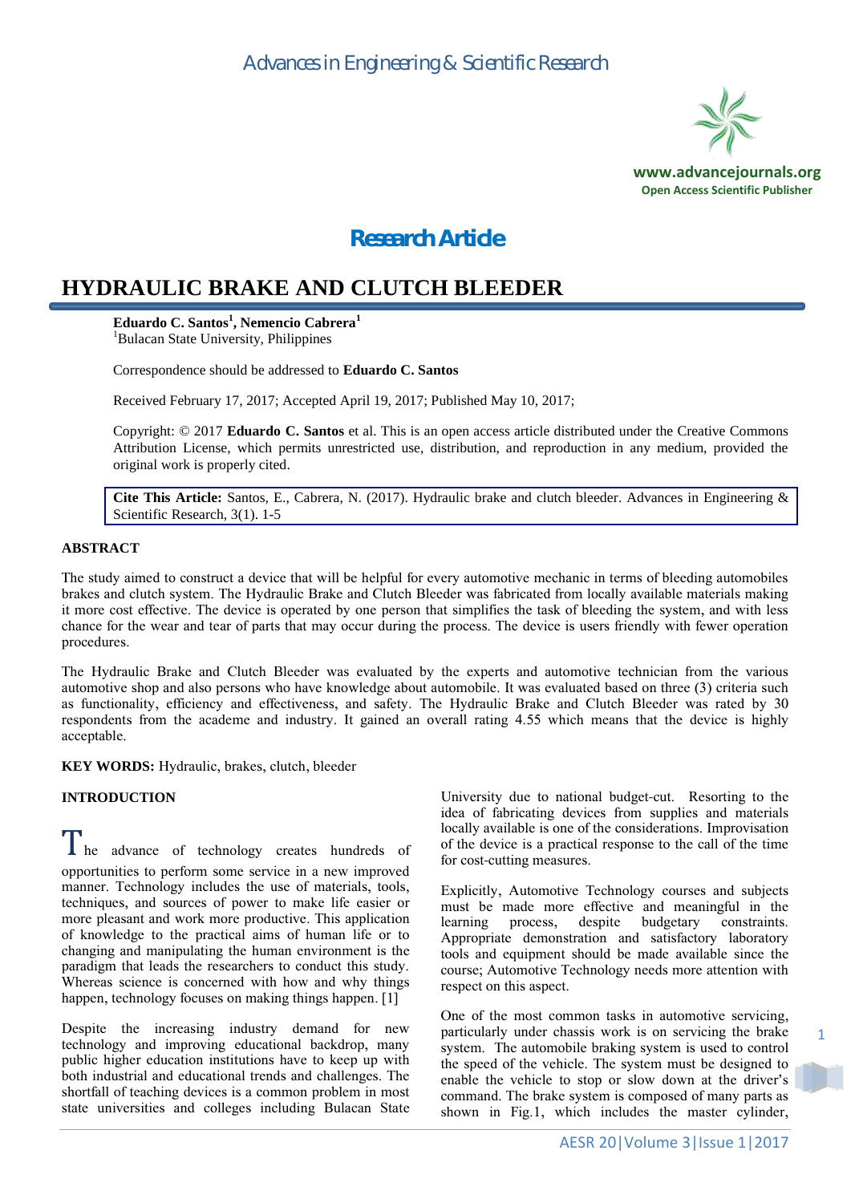Research Article

# HYDRAULIC BRAKE AND CLUTCH BLEEDER

**Eduardo C. Santos[1], Nemencio Cabrera[1]**
[1]Bulacan State University, Philippines

Correspondence should be addressed to **Eduardo C. Santos**

Received February 17, 2017; Accepted April 19, 2017; Published May 10, 2017;

Copyright: © 2017 **Eduardo C. Santos** et al. This is an open access article distributed under the Creative Commons Attribution License, which permits unrestricted use, distribution, and reproduction in any medium, provided the original work is properly cited.

**Cite This Article:** Santos, E., Cabrera, N. (2017). Hydraulic brake and clutch bleeder. Advances in Engineering & Scientific Research, 3(1). 1-5

## ABSTRACT

The study aimed to construct a device that will be helpful for every automotive mechanic in terms of bleeding automobiles brakes and clutch system. The Hydraulic Brake and Clutch Bleeder was fabricated from locally available materials making it more cost effective. The device is operated by one person that simplifies the task of bleeding the system, and with less chance for the wear and tear of parts that may occur during the process. The device is users friendly with fewer operation procedures.

The Hydraulic Brake and Clutch Bleeder was evaluated by the experts and automotive technician from the various automotive shop and also persons who have knowledge about automobile. It was evaluated based on three (3) criteria such as functionality, efficiency and effectiveness, and safety. The Hydraulic Brake and Clutch Bleeder was rated by 30 respondents from the academe and industry. It gained an overall rating 4.55 which means that the device is highly acceptable.

**KEY WORDS:** Hydraulic, brakes, clutch, bleeder

## INTRODUCTION

The advance of technology creates hundreds of opportunities to perform some service in a new improved manner. Technology includes the use of materials, tools, techniques, and sources of power to make life easier or more pleasant and work more productive. This application of knowledge to the practical aims of human life or to changing and manipulating the human environment is the paradigm that leads the researchers to conduct this study. Whereas science is concerned with how and why things happen, technology focuses on making things happen. [1]

Despite the increasing industry demand for new technology and improving educational backdrop, many public higher education institutions have to keep up with both industrial and educational trends and challenges. The shortfall of teaching devices is a common problem in most state universities and colleges including Bulacan State University due to national budget-cut. Resorting to the idea of fabricating devices from supplies and materials locally available is one of the considerations. Improvisation of the device is a practical response to the call of the time for cost-cutting measures.

Explicitly, Automotive Technology courses and subjects must be made more effective and meaningful in the learning process, despite budgetary constraints. Appropriate demonstration and satisfactory laboratory tools and equipment should be made available since the course; Automotive Technology needs more attention with respect on this aspect.

One of the most common tasks in automotive servicing, particularly under chassis work is on servicing the brake system. The automobile braking system is used to control the speed of the vehicle. The system must be designed to enable the vehicle to stop or slow down at the driver's command. The brake system is composed of many parts as shown in Fig.1, which includes the master cylinder,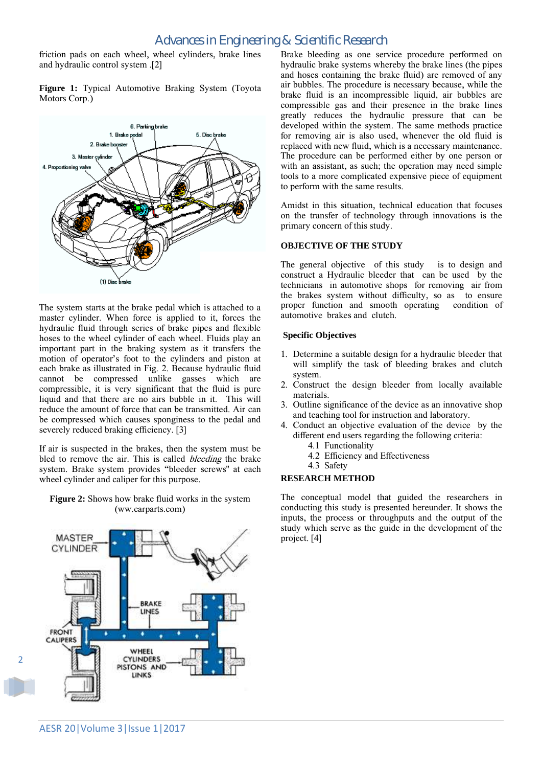friction pads on each wheel, wheel cylinders, brake lines and hydraulic control system .[2]

**Figure 1:** Typical Automotive Braking System (Toyota Motors Corp.)

The system starts at the brake pedal which is attached to a master cylinder. When force is applied to it, forces the hydraulic fluid through series of brake pipes and flexible hoses to the wheel cylinder of each wheel. Fluids play an important part in the braking system as it transfers the motion of operator's foot to the cylinders and piston at each brake as illustrated in Fig. 2. Because hydraulic fluid cannot be compressed unlike gasses which are compressible, it is very significant that the fluid is pure liquid and that there are no airs bubble in it. This will reduce the amount of force that can be transmitted. Air can be compressed which causes sponginess to the pedal and severely reduced braking efficiency. [3]

If air is suspected in the brakes, then the system must be bled to remove the air. This is called *bleeding* the brake system. Brake system provides "bleeder screws" at each wheel cylinder and caliper for this purpose.

**Figure 2:** Shows how brake fluid works in the system (www.carparts.com)

Brake bleeding as one service procedure performed on hydraulic brake systems whereby the brake lines (the pipes and hoses containing the brake fluid) are removed of any air bubbles. The procedure is necessary because, while the brake fluid is an incompressible liquid, air bubbles are compressible gas and their presence in the brake lines greatly reduces the hydraulic pressure that can be developed within the system. The same methods practice for removing air is also used, whenever the old fluid is replaced with new fluid, which is a necessary maintenance. The procedure can be performed either by one person or with an assistant, as such; the operation may need simple tools to a more complicated expensive piece of equipment to perform with the same results.

Amidst in this situation, technical education that focuses on the transfer of technology through innovations is the primary concern of this study.

## OBJECTIVE OF THE STUDY

The general objective of this study is to design and construct a Hydraulic bleeder that can be used by the technicians in automotive shops for removing air from the brakes system without difficulty, so as to ensure proper function and smooth operating condition of automotive brakes and clutch.

### Specific Objectives

1. Determine a suitable design for a hydraulic bleeder that will simplify the task of bleeding brakes and clutch system.
2. Construct the design bleeder from locally available materials.
3. Outline significance of the device as an innovative shop and teaching tool for instruction and laboratory.
4. Conduct an objective evaluation of the device by the different end users regarding the following criteria:
   - 4.1 Functionality
   - 4.2 Efficiency and Effectiveness
   - 4.3 Safety

## RESEARCH METHOD

The conceptual model that guided the researchers in conducting this study is presented hereunder. It shows the inputs, the process or throughputs and the output of the study which serve as the guide in the development of the project. [4]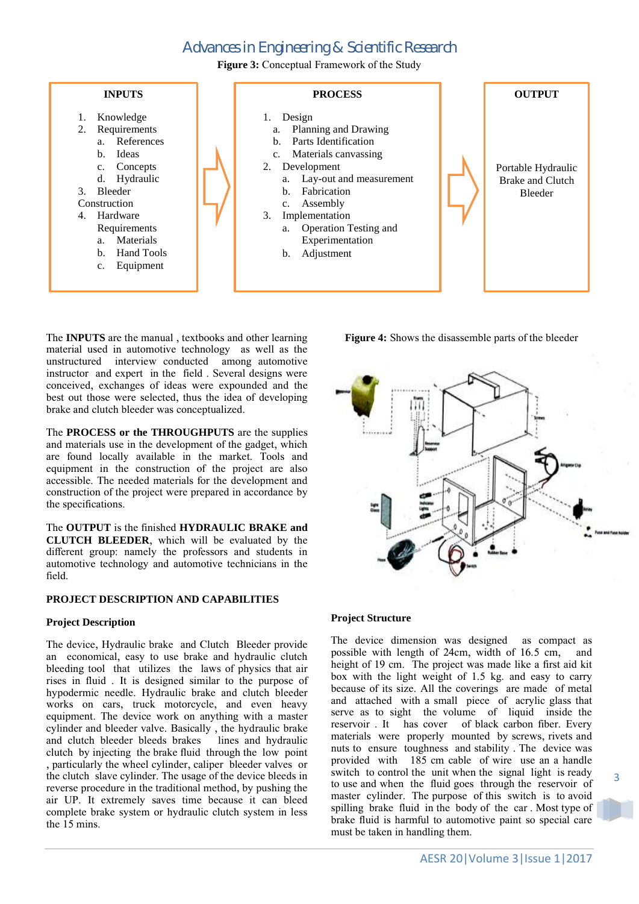**Figure 3:** Conceptual Framework of the Study

| INPUTS | PROCESS | OUTPUT |
|---|---|---|
| 1. Knowledge<br>2. Requirements<br>a. References<br>b. Ideas<br>c. Concepts<br>d. Hydraulic<br>3. Bleeder Construction<br>4. Hardware Requirements<br>a. Materials<br>b. Hand Tools<br>c. Equipment | 1. Design<br>a. Planning and Drawing<br>b. Parts Identification<br>c. Materials canvassing<br>2. Development<br>a. Lay-out and measurement<br>b. Fabrication<br>c. Assembly<br>3. Implementation<br>a. Operation Testing and Experimentation<br>b. Adjustment | Portable Hydraulic Brake and Clutch Bleeder |

The **INPUTS** are the manual , textbooks and other learning material used in automotive technology as well as the unstructured interview conducted among automotive instructor and expert in the field . Several designs were conceived, exchanges of ideas were expounded and the best out those were selected, thus the idea of developing brake and clutch bleeder was conceptualized.

The **PROCESS or the THROUGHPUTS** are the supplies and materials use in the development of the gadget, which are found locally available in the market. Tools and equipment in the construction of the project are also accessible. The needed materials for the development and construction of the project were prepared in accordance by the specifications.

The **OUTPUT** is the finished **HYDRAULIC BRAKE and CLUTCH BLEEDER**, which will be evaluated by the different group: namely the professors and students in automotive technology and automotive technicians in the field.

## PROJECT DESCRIPTION AND CAPABILITIES

### Project Description

The device, Hydraulic brake and Clutch Bleeder provide an economical, easy to use brake and hydraulic clutch bleeding tool that utilizes the laws of physics that air rises in fluid . It is designed similar to the purpose of hypodermic needle. Hydraulic brake and clutch bleeder works on cars, truck motorcycle, and even heavy equipment. The device work on anything with a master cylinder and bleeder valve. Basically , the hydraulic brake and clutch bleeder bleeds brakes lines and hydraulic clutch by injecting the brake fluid through the low point , particularly the wheel cylinder, caliper bleeder valves or the clutch slave cylinder. The usage of the device bleeds in reverse procedure in the traditional method, by pushing the air UP. It extremely saves time because it can bleed complete brake system or hydraulic clutch system in less the 15 mins.

**Figure 4:** Shows the disassemble parts of the bleeder

### Project Structure

The device dimension was designed as compact as possible with length of 24cm, width of 16.5 cm, and height of 19 cm. The project was made like a first aid kit box with the light weight of 1.5 kg. and easy to carry because of its size. All the coverings are made of metal and attached with a small piece of acrylic glass that serve as to sight the volume of liquid inside the reservoir . It has cover of black carbon fiber. Every materials were properly mounted by screws, rivets and nuts to ensure toughness and stability . The device was provided with 185 cm cable of wire use an a handle switch to control the unit when the signal light is ready to use and when the fluid goes through the reservoir of master cylinder. The purpose of this switch is to avoid spilling brake fluid in the body of the car . Most type of brake fluid is harmful to automotive paint so special care must be taken in handling them.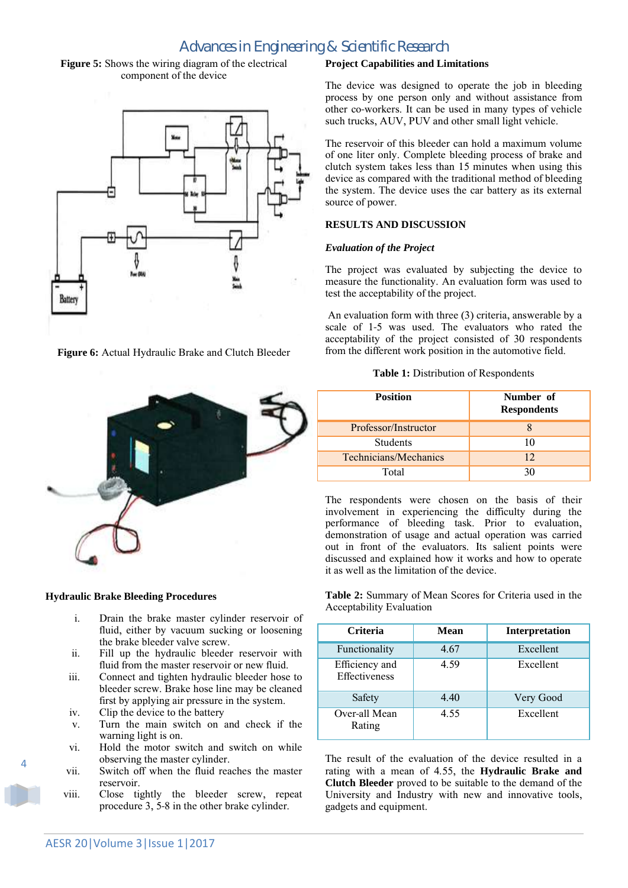**Figure 5:** Shows the wiring diagram of the electrical component of the device

**Figure 6:** Actual Hydraulic Brake and Clutch Bleeder

### Hydraulic Brake Bleeding Procedures

- i. Drain the brake master cylinder reservoir of fluid, either by vacuum sucking or loosening the brake bleeder valve screw.
- ii. Fill up the hydraulic bleeder reservoir with fluid from the master reservoir or new fluid.
- iii. Connect and tighten hydraulic bleeder hose to bleeder screw. Brake hose line may be cleaned first by applying air pressure in the system.
- iv. Clip the device to the battery
- v. Turn the main switch on and check if the warning light is on.
- vi. Hold the motor switch and switch on while observing the master cylinder.
- vii. Switch off when the fluid reaches the master reservoir.
- viii. Close tightly the bleeder screw, repeat procedure 3, 5-8 in the other brake cylinder.

### Project Capabilities and Limitations

The device was designed to operate the job in bleeding process by one person only and without assistance from other co-workers. It can be used in many types of vehicle such trucks, AUV, PUV and other small light vehicle.

The reservoir of this bleeder can hold a maximum volume of one liter only. Complete bleeding process of brake and clutch system takes less than 15 minutes when using this device as compared with the traditional method of bleeding the system. The device uses the car battery as its external source of power.

## RESULTS AND DISCUSSION

### *Evaluation of the Project*

The project was evaluated by subjecting the device to measure the functionality. An evaluation form was used to test the acceptability of the project.

An evaluation form with three (3) criteria, answerable by a scale of 1-5 was used. The evaluators who rated the acceptability of the project consisted of 30 respondents from the different work position in the automotive field.

**Table 1:** Distribution of Respondents

| Position | Number of Respondents |
|---|---|
| Professor/Instructor | 8 |
| Students | 10 |
| Technicians/Mechanics | 12 |
| Total | 30 |

The respondents were chosen on the basis of their involvement in experiencing the difficulty during the performance of bleeding task. Prior to evaluation, demonstration of usage and actual operation was carried out in front of the evaluators. Its salient points were discussed and explained how it works and how to operate it as well as the limitation of the device.

**Table 2:** Summary of Mean Scores for Criteria used in the Acceptability Evaluation

| Criteria | Mean | Interpretation |
|---|---|---|
| Functionality | 4.67 | Excellent |
| Efficiency and Effectiveness | 4.59 | Excellent |
| Safety | 4.40 | Very Good |
| Over-all Mean Rating | 4.55 | Excellent |

The result of the evaluation of the device resulted in a rating with a mean of 4.55, the **Hydraulic Brake and Clutch Bleeder** proved to be suitable to the demand of the University and Industry with new and innovative tools, gadgets and equipment.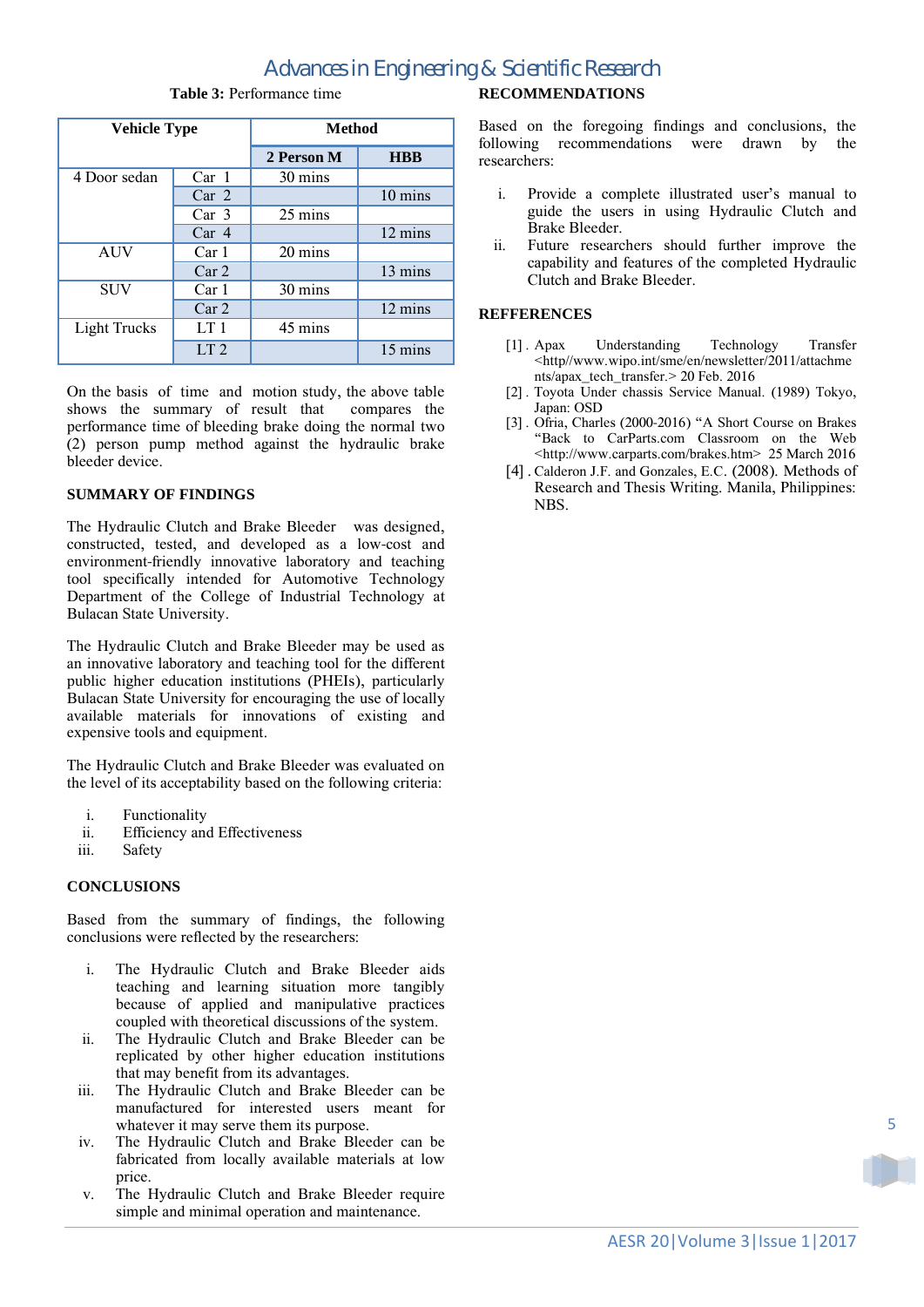**Table 3:** Performance time

| Vehicle Type | | Method | |
|---|---|---|---|
| | | **2 Person M** | **HBB** |
| 4 Door sedan | Car 1 | 30 mins | |
| | Car 2 | | 10 mins |
| | Car 3 | 25 mins | |
| | Car 4 | | 12 mins |
| AUV | Car 1 | 20 mins | |
| | Car 2 | | 13 mins |
| SUV | Car 1 | 30 mins | |
| | Car 2 | | 12 mins |
| Light Trucks | LT 1 | 45 mins | |
| | LT 2 | | 15 mins |

On the basis of time and motion study, the above table shows the summary of result that compares the performance time of bleeding brake doing the normal two (2) person pump method against the hydraulic brake bleeder device.

## SUMMARY OF FINDINGS

The Hydraulic Clutch and Brake Bleeder was designed, constructed, tested, and developed as a low-cost and environment-friendly innovative laboratory and teaching tool specifically intended for Automotive Technology Department of the College of Industrial Technology at Bulacan State University.

The Hydraulic Clutch and Brake Bleeder may be used as an innovative laboratory and teaching tool for the different public higher education institutions (PHEIs), particularly Bulacan State University for encouraging the use of locally available materials for innovations of existing and expensive tools and equipment.

The Hydraulic Clutch and Brake Bleeder was evaluated on the level of its acceptability based on the following criteria:

i. Functionality
ii. Efficiency and Effectiveness
iii. Safety

## CONCLUSIONS

Based from the summary of findings, the following conclusions were reflected by the researchers:

i. The Hydraulic Clutch and Brake Bleeder aids teaching and learning situation more tangibly because of applied and manipulative practices coupled with theoretical discussions of the system.
ii. The Hydraulic Clutch and Brake Bleeder can be replicated by other higher education institutions that may benefit from its advantages.
iii. The Hydraulic Clutch and Brake Bleeder can be manufactured for interested users meant for whatever it may serve them its purpose.
iv. The Hydraulic Clutch and Brake Bleeder can be fabricated from locally available materials at low price.
v. The Hydraulic Clutch and Brake Bleeder require simple and minimal operation and maintenance.

## RECOMMENDATIONS

Based on the foregoing findings and conclusions, the following recommendations were drawn by the researchers:

i. Provide a complete illustrated user's manual to guide the users in using Hydraulic Clutch and Brake Bleeder.
ii. Future researchers should further improve the capability and features of the completed Hydraulic Clutch and Brake Bleeder.

## REFFERENCES

[1]. Apax Understanding Technology Transfer <http//www.wipo.int/sme/en/newsletter/2011/attachments/apax_tech_transfer.> 20 Feb. 2016

[2]. Toyota Under chassis Service Manual. (1989) Tokyo, Japan: OSD

[3]. Ofria, Charles (2000-2016) "A Short Course on Brakes "Back to CarParts.com Classroom on the Web <http://www.carparts.com/brakes.htm> 25 March 2016

[4]. Calderon J.F. and Gonzales, E.C. (2008). Methods of Research and Thesis Writing. Manila, Philippines: NBS.